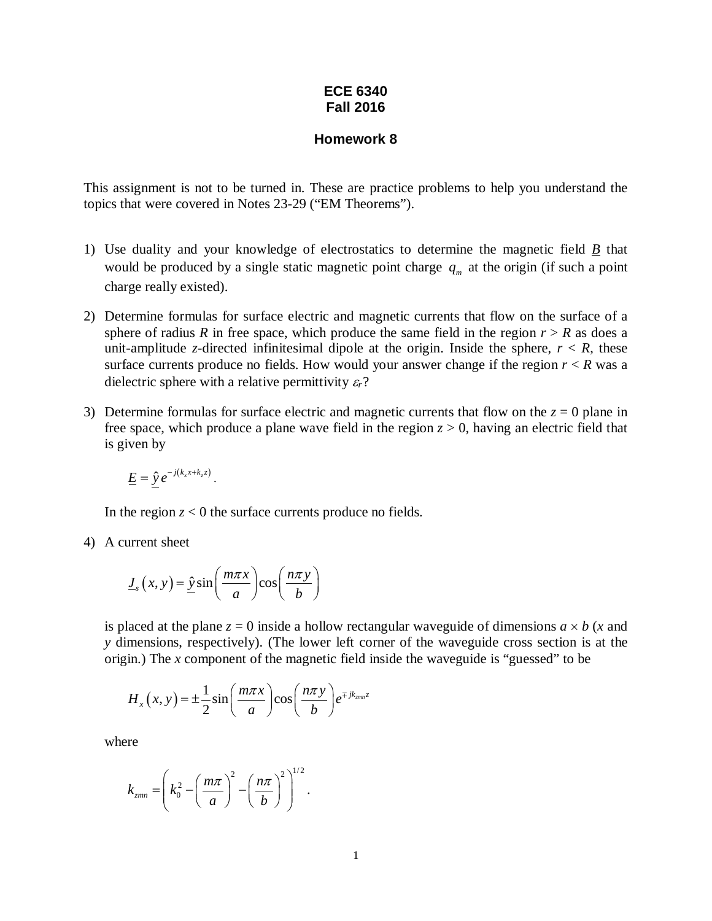**ECE 6340**
**Fall 2016**

**Homework 8**

This assignment is not to be turned in. These are practice problems to help you understand the topics that were covered in Notes 23-29 ("EM Theorems").

1) Use duality and your knowledge of electrostatics to determine the magnetic field $\underline{B}$ that would be produced by a single static magnetic point charge $q_m$ at the origin (if such a point charge really existed).

2) Determine formulas for surface electric and magnetic currents that flow on the surface of a sphere of radius $R$ in free space, which produce the same field in the region $r > R$ as does a unit-amplitude $z$-directed infinitesimal dipole at the origin. Inside the sphere, $r < R$, these surface currents produce no fields. How would your answer change if the region $r < R$ was a dielectric sphere with a relative permittivity $\varepsilon_r$?

3) Determine formulas for surface electric and magnetic currents that flow on the $z = 0$ plane in free space, which produce a plane wave field in the region $z > 0$, having an electric field that is given by

$$\underline{E} = \underline{\hat{y}}\, e^{-j(k_x x + k_z z)} .$$

In the region $z < 0$ the surface currents produce no fields.

4) A current sheet

$$\underline{J}_s(x, y) = \underline{\hat{y}} \sin\left(\frac{m\pi x}{a}\right)\cos\left(\frac{n\pi y}{b}\right)$$

is placed at the plane $z = 0$ inside a hollow rectangular waveguide of dimensions $a \times b$ ($x$ and $y$ dimensions, respectively). (The lower left corner of the waveguide cross section is at the origin.) The $x$ component of the magnetic field inside the waveguide is "guessed" to be

$$H_x(x, y) = \pm\frac{1}{2}\sin\left(\frac{m\pi x}{a}\right)\cos\left(\frac{n\pi y}{b}\right)e^{\mp jk_{zmn}z}$$

where

$$k_{zmn} = \left(k_0^2 - \left(\frac{m\pi}{a}\right)^2 - \left(\frac{n\pi}{b}\right)^2\right)^{1/2} .$$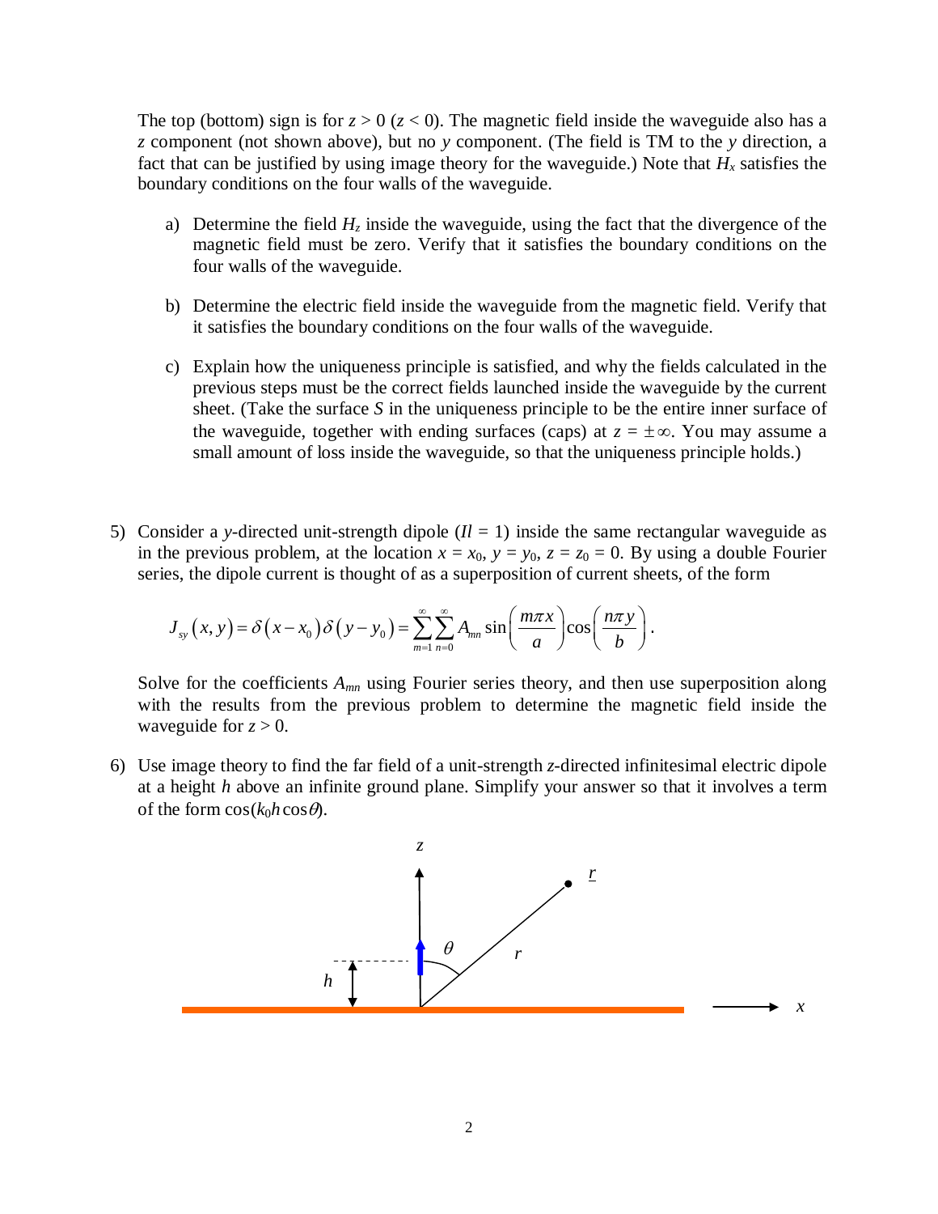The top (bottom) sign is for $z > 0$ ($z < 0$). The magnetic field inside the waveguide also has a $z$ component (not shown above), but no $y$ component. (The field is TM to the $y$ direction, a fact that can be justified by using image theory for the waveguide.) Note that $H_x$ satisfies the boundary conditions on the four walls of the waveguide.

a) Determine the field $H_z$ inside the waveguide, using the fact that the divergence of the magnetic field must be zero. Verify that it satisfies the boundary conditions on the four walls of the waveguide.

b) Determine the electric field inside the waveguide from the magnetic field. Verify that it satisfies the boundary conditions on the four walls of the waveguide.

c) Explain how the uniqueness principle is satisfied, and why the fields calculated in the previous steps must be the correct fields launched inside the waveguide by the current sheet. (Take the surface $S$ in the uniqueness principle to be the entire inner surface of the waveguide, together with ending surfaces (caps) at $z = \pm\infty$. You may assume a small amount of loss inside the waveguide, so that the uniqueness principle holds.)

5) Consider a $y$-directed unit-strength dipole ($Il = 1$) inside the same rectangular waveguide as in the previous problem, at the location $x = x_0$, $y = y_0$, $z = z_0 = 0$. By using a double Fourier series, the dipole current is thought of as a superposition of current sheets, of the form

$$J_{sy}(x, y) = \delta(x - x_0)\,\delta(y - y_0) = \sum_{m=1}^{\infty}\sum_{n=0}^{\infty} A_{mn} \sin\left(\frac{m\pi x}{a}\right)\cos\left(\frac{n\pi y}{b}\right).$$

Solve for the coefficients $A_{mn}$ using Fourier series theory, and then use superposition along with the results from the previous problem to determine the magnetic field inside the waveguide for $z > 0$.

6) Use image theory to find the far field of a unit-strength $z$-directed infinitesimal electric dipole at a height $h$ above an infinite ground plane. Simplify your answer so that it involves a term of the form $\cos(k_0 h \cos\theta)$.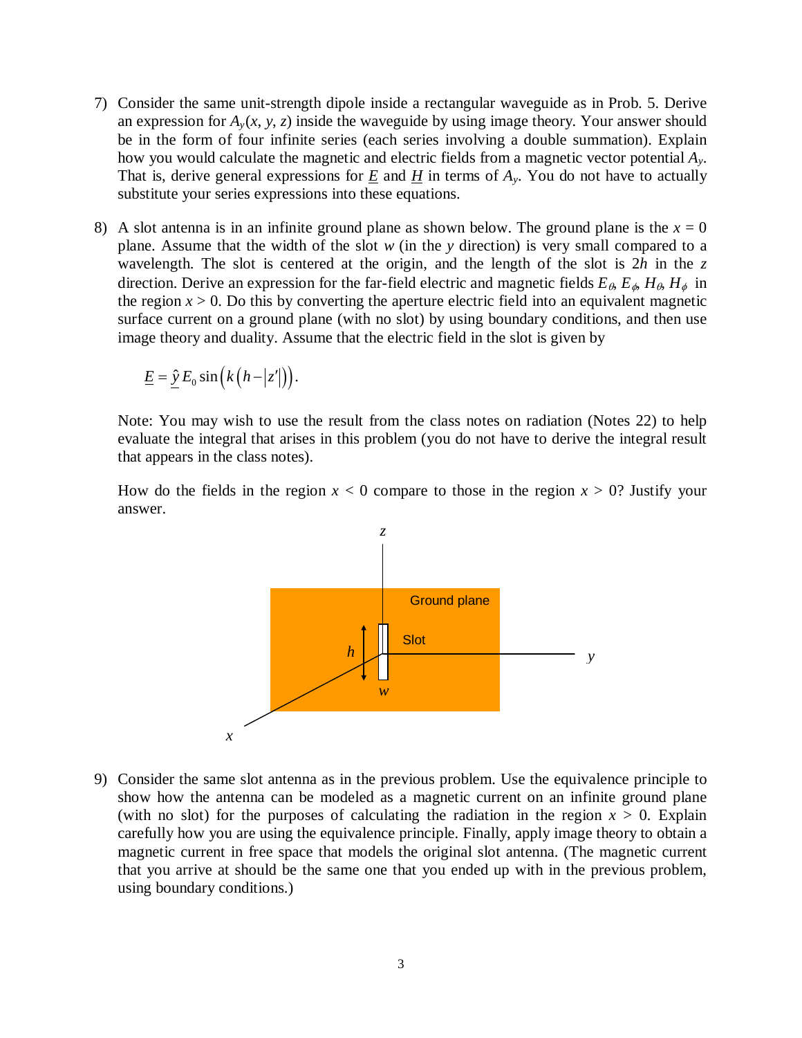7) Consider the same unit-strength dipole inside a rectangular waveguide as in Prob. 5. Derive an expression for $A_y(x, y, z)$ inside the waveguide by using image theory. Your answer should be in the form of four infinite series (each series involving a double summation). Explain how you would calculate the magnetic and electric fields from a magnetic vector potential $A_y$. That is, derive general expressions for $\underline{E}$ and $\underline{H}$ in terms of $A_y$. You do not have to actually substitute your series expressions into these equations.

8) A slot antenna is in an infinite ground plane as shown below. The ground plane is the $x = 0$ plane. Assume that the width of the slot $w$ (in the $y$ direction) is very small compared to a wavelength. The slot is centered at the origin, and the length of the slot is $2h$ in the $z$ direction. Derive an expression for the far-field electric and magnetic fields $E_\theta$, $E_\phi$, $H_\theta$, $H_\phi$ in the region $x > 0$. Do this by converting the aperture electric field into an equivalent magnetic surface current on a ground plane (with no slot) by using boundary conditions, and then use image theory and duality. Assume that the electric field in the slot is given by

$$\underline{E} = \underline{\hat{y}}\, E_0 \sin\left(k\left(h - |z'|\right)\right).$$

Note: You may wish to use the result from the class notes on radiation (Notes 22) to help evaluate the integral that arises in this problem (you do not have to derive the integral result that appears in the class notes).

How do the fields in the region $x < 0$ compare to those in the region $x > 0$? Justify your answer.

9) Consider the same slot antenna as in the previous problem. Use the equivalence principle to show how the antenna can be modeled as a magnetic current on an infinite ground plane (with no slot) for the purposes of calculating the radiation in the region $x > 0$. Explain carefully how you are using the equivalence principle. Finally, apply image theory to obtain a magnetic current in free space that models the original slot antenna. (The magnetic current that you arrive at should be the same one that you ended up with in the previous problem, using boundary conditions.)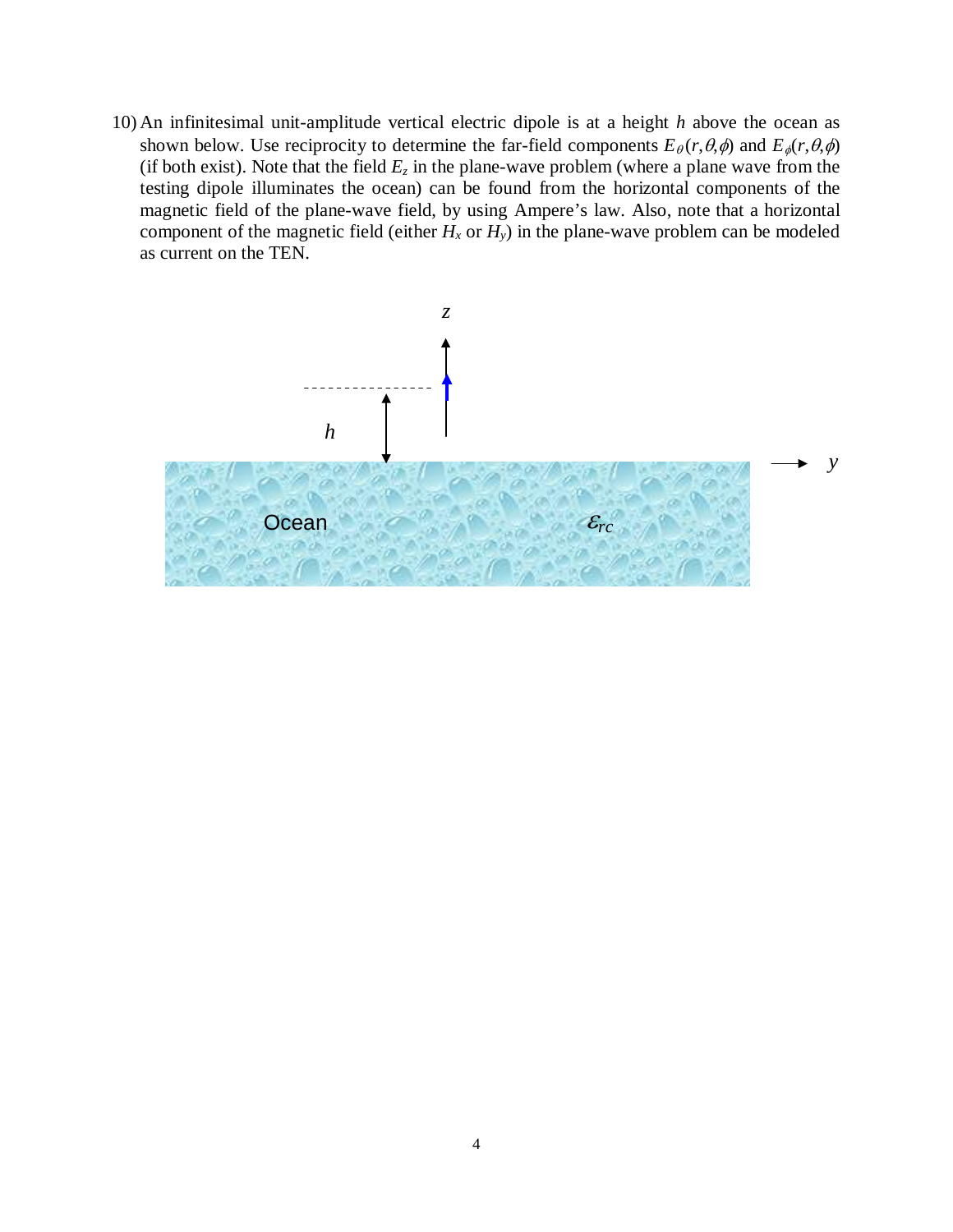10) An infinitesimal unit-amplitude vertical electric dipole is at a height $h$ above the ocean as shown below. Use reciprocity to determine the far-field components $E_\theta(r,\theta,\phi)$ and $E_\phi(r,\theta,\phi)$ (if both exist). Note that the field $E_z$ in the plane-wave problem (where a plane wave from the testing dipole illuminates the ocean) can be found from the horizontal components of the magnetic field of the plane-wave field, by using Ampere's law. Also, note that a horizontal component of the magnetic field (either $H_x$ or $H_y$) in the plane-wave problem can be modeled as current on the TEN.

z

h

y

Ocean

$\varepsilon_{rc}$